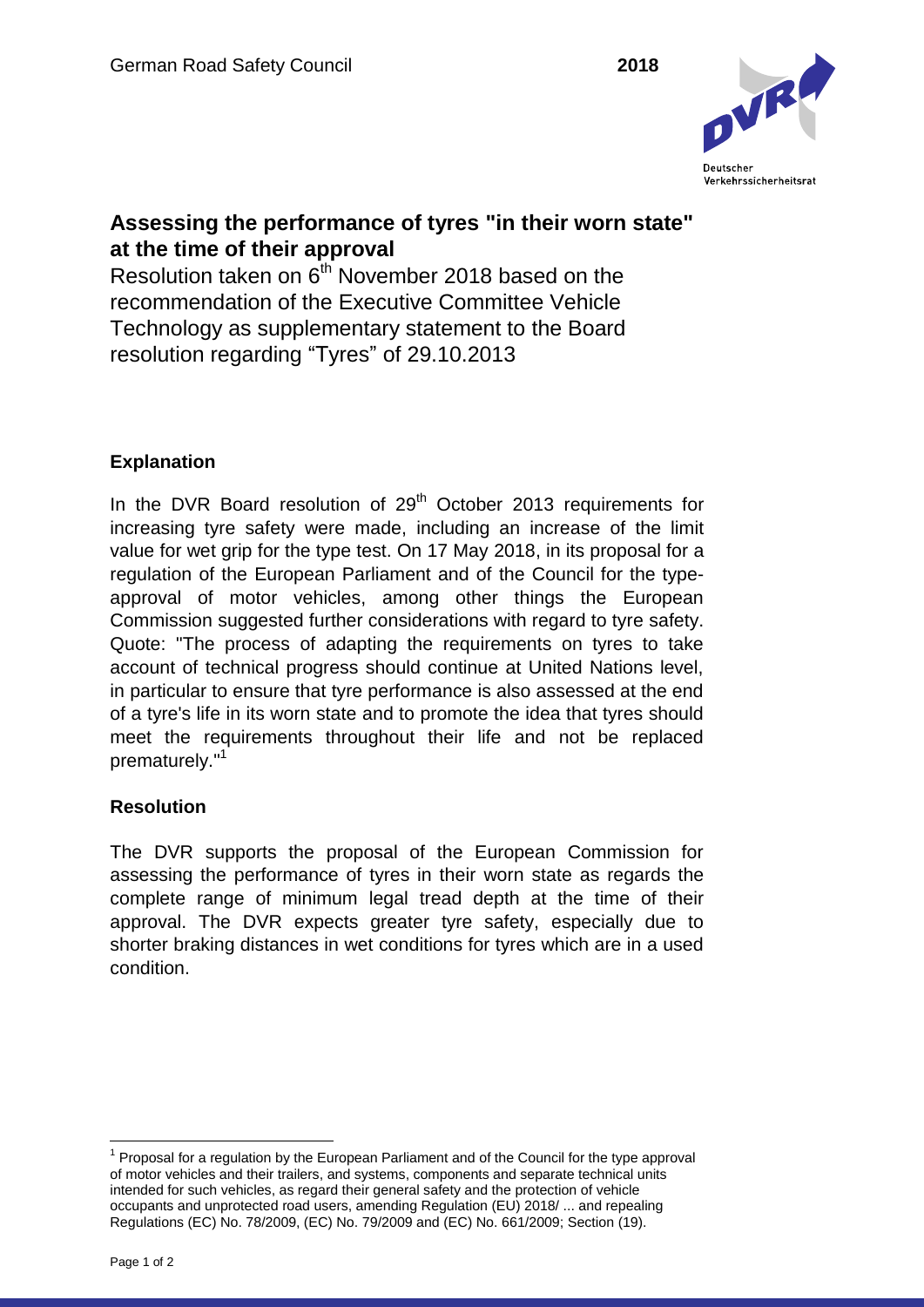# Assessing the performance of tyres "in their worn state" at the time of their approval

Resolution taken on 6th November 2018 based on the recommendation of the Executive Committee Vehicle Technology as supplementary statement to the Board resolution regarding "Tyres" of 29.10.2013

## Explanation

In the DVR Board resolution of 29th October 2013 requirements for increasing tyre safety were made, including an increase of the limit value for wet grip for the type test. On 17 May 2018, in its proposal for a regulation of the European Parliament and of the Council for the type-approval of motor vehicles, among other things the European Commission suggested further considerations with regard to tyre safety. Quote: "The process of adapting the requirements on tyres to take account of technical progress should continue at United Nations level, in particular to ensure that tyre performance is also assessed at the end of a tyre's life in its worn state and to promote the idea that tyres should meet the requirements throughout their life and not be replaced prematurely."[1]

## Resolution

The DVR supports the proposal of the European Commission for assessing the performance of tyres in their worn state as regards the complete range of minimum legal tread depth at the time of their approval. The DVR expects greater tyre safety, especially due to shorter braking distances in wet conditions for tyres which are in a used condition.

---

[1] Proposal for a regulation by the European Parliament and of the Council for the type approval of motor vehicles and their trailers, and systems, components and separate technical units intended for such vehicles, as regard their general safety and the protection of vehicle occupants and unprotected road users, amending Regulation (EU) 2018/ ... and repealing Regulations (EC) No. 78/2009, (EC) No. 79/2009 and (EC) No. 661/2009; Section (19).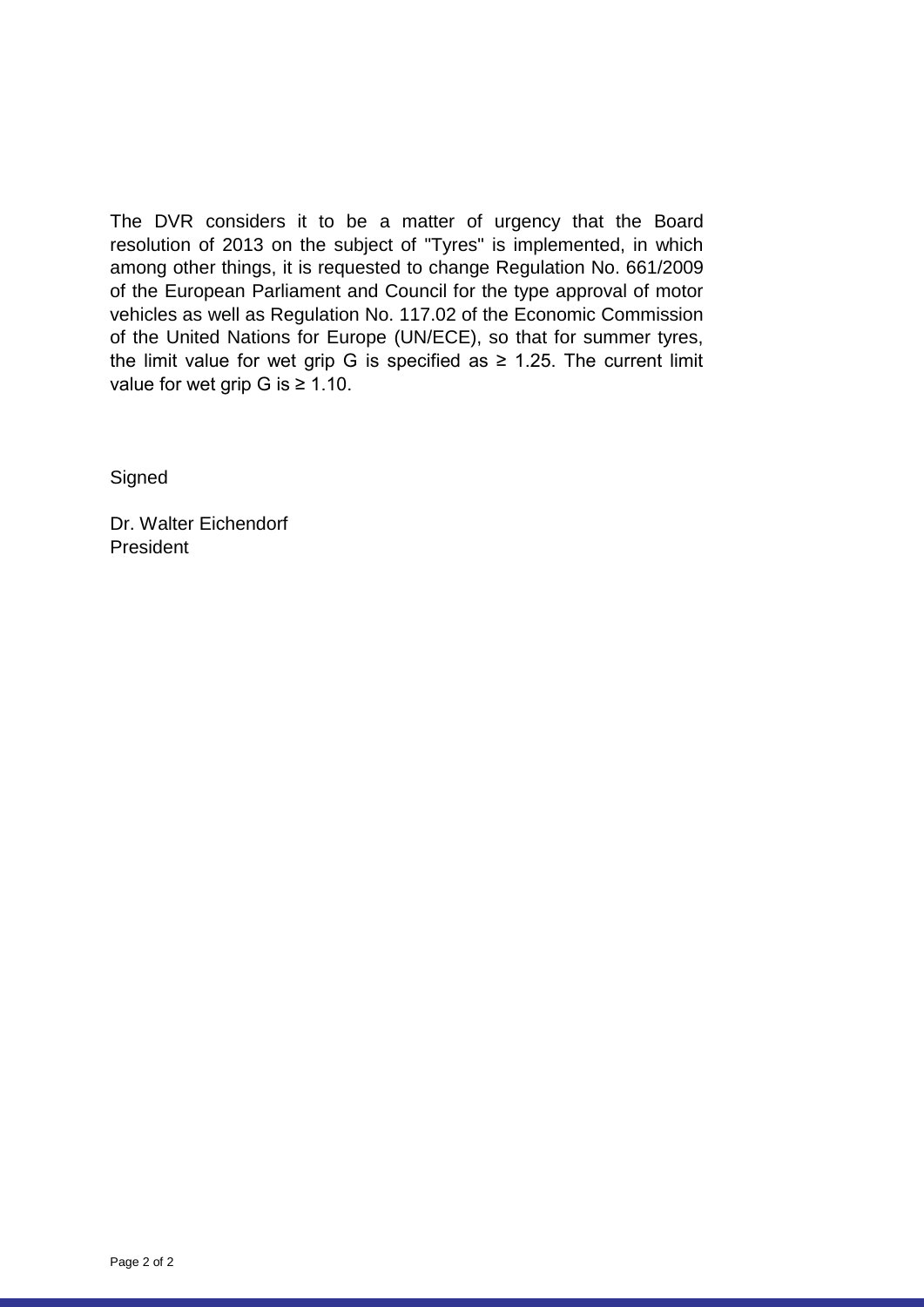The DVR considers it to be a matter of urgency that the Board resolution of 2013 on the subject of "Tyres" is implemented, in which among other things, it is requested to change Regulation No. 661/2009 of the European Parliament and Council for the type approval of motor vehicles as well as Regulation No. 117.02 of the Economic Commission of the United Nations for Europe (UN/ECE), so that for summer tyres, the limit value for wet grip G is specified as $\geq 1.25$. The current limit value for wet grip G is $\geq 1.10$.

Signed

Dr. Walter Eichendorf
President